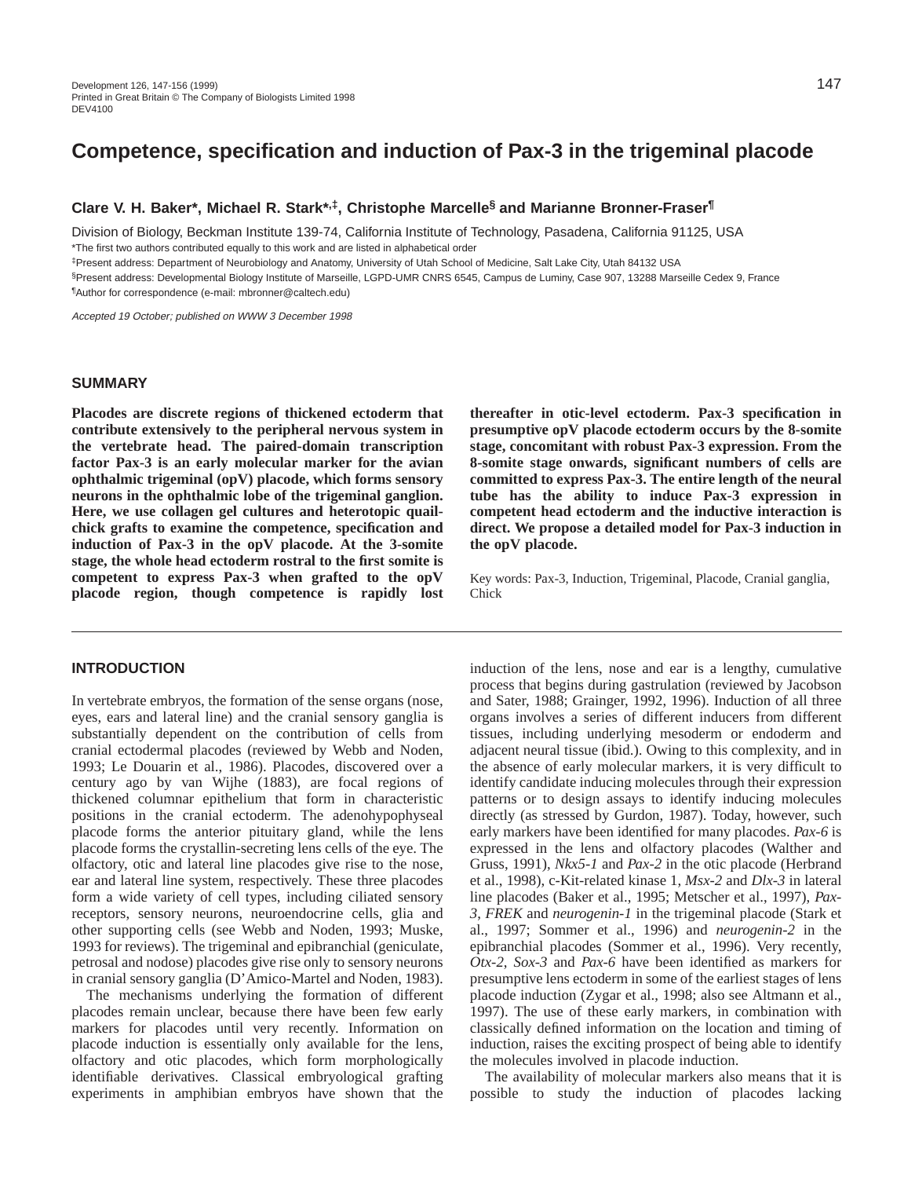# Competence, specification and induction of Pax-3 in the trigeminal placode

**Clare V. H. Baker\*, Michael R. Stark\*,‡, Christophe Marcelle§ and Marianne Bronner-Fraser¶**

Division of Biology, Beckman Institute 139-74, California Institute of Technology, Pasadena, California 91125, USA

\*The first two authors contributed equally to this work and are listed in alphabetical order

‡Present address: Department of Neurobiology and Anatomy, University of Utah School of Medicine, Salt Lake City, Utah 84132 USA

§Present address: Developmental Biology Institute of Marseille, LGPD-UMR CNRS 6545, Campus de Luminy, Case 907, 13288 Marseille Cedex 9, France

¶Author for correspondence (e-mail: mbronner@caltech.edu)

*Accepted 19 October; published on WWW 3 December 1998*

## SUMMARY

**Placodes are discrete regions of thickened ectoderm that contribute extensively to the peripheral nervous system in the vertebrate head. The paired-domain transcription factor Pax-3 is an early molecular marker for the avian ophthalmic trigeminal (opV) placode, which forms sensory neurons in the ophthalmic lobe of the trigeminal ganglion. Here, we use collagen gel cultures and heterotopic quail-chick grafts to examine the competence, specification and induction of Pax-3 in the opV placode. At the 3-somite stage, the whole head ectoderm rostral to the first somite is competent to express Pax-3 when grafted to the opV placode region, though competence is rapidly lost thereafter in otic-level ectoderm. Pax-3 specification in presumptive opV placode ectoderm occurs by the 8-somite stage, concomitant with robust Pax-3 expression. From the 8-somite stage onwards, significant numbers of cells are committed to express Pax-3. The entire length of the neural tube has the ability to induce Pax-3 expression in competent head ectoderm and the inductive interaction is direct. We propose a detailed model for Pax-3 induction in the opV placode.**

Key words: Pax-3, Induction, Trigeminal, Placode, Cranial ganglia, Chick

## INTRODUCTION

In vertebrate embryos, the formation of the sense organs (nose, eyes, ears and lateral line) and the cranial sensory ganglia is substantially dependent on the contribution of cells from cranial ectodermal placodes (reviewed by Webb and Noden, 1993; Le Douarin et al., 1986). Placodes, discovered over a century ago by van Wijhe (1883), are focal regions of thickened columnar epithelium that form in characteristic positions in the cranial ectoderm. The adenohypophyseal placode forms the anterior pituitary gland, while the lens placode forms the crystallin-secreting lens cells of the eye. The olfactory, otic and lateral line placodes give rise to the nose, ear and lateral line system, respectively. These three placodes form a wide variety of cell types, including ciliated sensory receptors, sensory neurons, neuroendocrine cells, glia and other supporting cells (see Webb and Noden, 1993; Muske, 1993 for reviews). The trigeminal and epibranchial (geniculate, petrosal and nodose) placodes give rise only to sensory neurons in cranial sensory ganglia (D'Amico-Martel and Noden, 1983).

The mechanisms underlying the formation of different placodes remain unclear, because there have been few early markers for placodes until very recently. Information on placode induction is essentially only available for the lens, olfactory and otic placodes, which form morphologically identifiable derivatives. Classical embryological grafting experiments in amphibian embryos have shown that the induction of the lens, nose and ear is a lengthy, cumulative process that begins during gastrulation (reviewed by Jacobson and Sater, 1988; Grainger, 1992, 1996). Induction of all three organs involves a series of different inducers from different tissues, including underlying mesoderm or endoderm and adjacent neural tissue (ibid.). Owing to this complexity, and in the absence of early molecular markers, it is very difficult to identify candidate inducing molecules through their expression patterns or to design assays to identify inducing molecules directly (as stressed by Gurdon, 1987). Today, however, such early markers have been identified for many placodes. *Pax-6* is expressed in the lens and olfactory placodes (Walther and Gruss, 1991), *Nkx5-1* and *Pax-2* in the otic placode (Herbrand et al., 1998), c-Kit-related kinase 1, *Msx-2* and *Dlx-3* in lateral line placodes (Baker et al., 1995; Metscher et al., 1997), *Pax-3*, *FREK* and *neurogenin-1* in the trigeminal placode (Stark et al., 1997; Sommer et al., 1996) and *neurogenin-2* in the epibranchial placodes (Sommer et al., 1996). Very recently, *Otx-2*, *Sox-3* and *Pax-6* have been identified as markers for presumptive lens ectoderm in some of the earliest stages of lens placode induction (Zygar et al., 1998; also see Altmann et al., 1997). The use of these early markers, in combination with classically defined information on the location and timing of induction, raises the exciting prospect of being able to identify the molecules involved in placode induction.

The availability of molecular markers also means that it is possible to study the induction of placodes lacking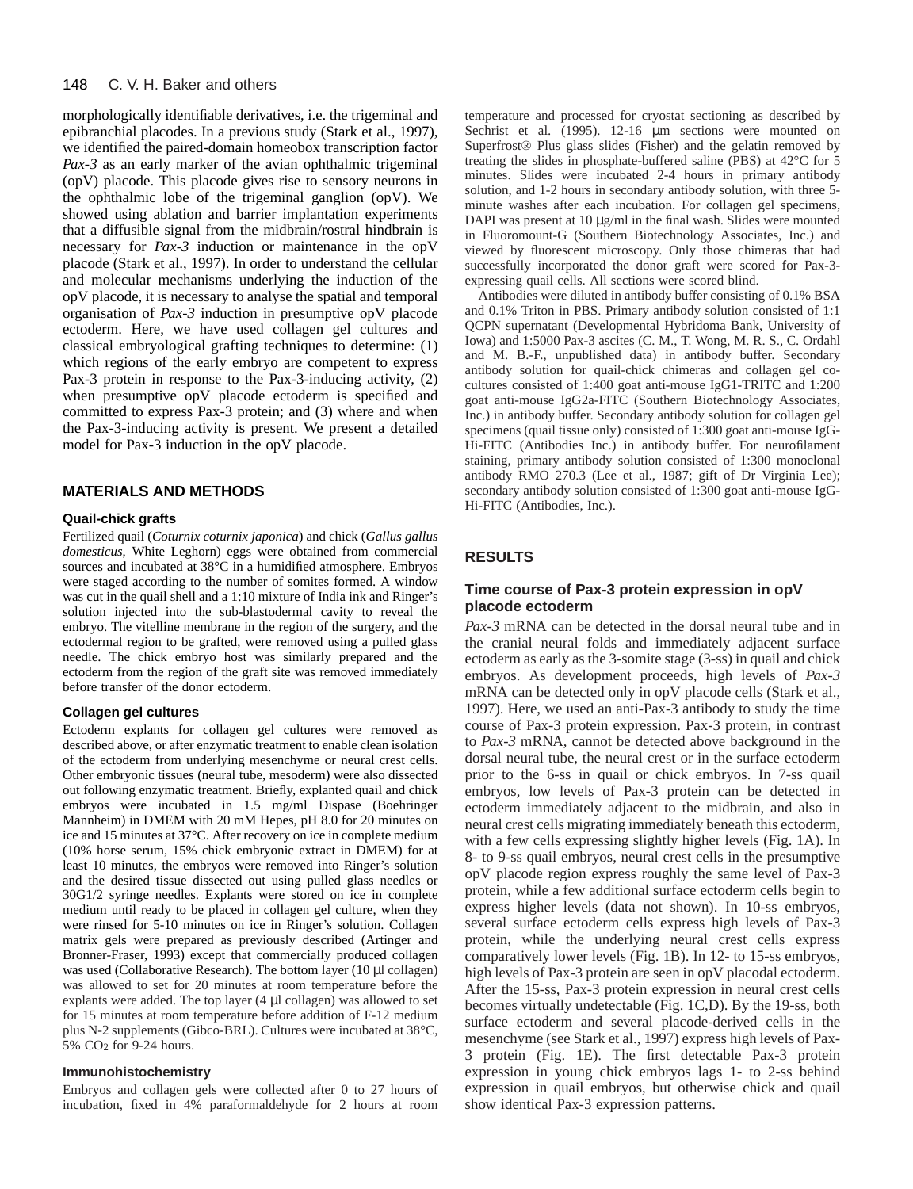morphologically identifiable derivatives, i.e. the trigeminal and epibranchial placodes. In a previous study (Stark et al., 1997), we identified the paired-domain homeobox transcription factor *Pax-3* as an early marker of the avian ophthalmic trigeminal (opV) placode. This placode gives rise to sensory neurons in the ophthalmic lobe of the trigeminal ganglion (opV). We showed using ablation and barrier implantation experiments that a diffusible signal from the midbrain/rostral hindbrain is necessary for *Pax-3* induction or maintenance in the opV placode (Stark et al., 1997). In order to understand the cellular and molecular mechanisms underlying the induction of the opV placode, it is necessary to analyse the spatial and temporal organisation of *Pax-3* induction in presumptive opV placode ectoderm. Here, we have used collagen gel cultures and classical embryological grafting techniques to determine: (1) which regions of the early embryo are competent to express Pax-3 protein in response to the Pax-3-inducing activity, (2) when presumptive opV placode ectoderm is specified and committed to express Pax-3 protein; and (3) where and when the Pax-3-inducing activity is present. We present a detailed model for Pax-3 induction in the opV placode.

## MATERIALS AND METHODS

### Quail-chick grafts

Fertilized quail (*Coturnix coturnix japonica*) and chick (*Gallus gallus domesticus*, White Leghorn) eggs were obtained from commercial sources and incubated at 38°C in a humidified atmosphere. Embryos were staged according to the number of somites formed. A window was cut in the quail shell and a 1:10 mixture of India ink and Ringer's solution injected into the sub-blastodermal cavity to reveal the embryo. The vitelline membrane in the region of the surgery, and the ectodermal region to be grafted, were removed using a pulled glass needle. The chick embryo host was similarly prepared and the ectoderm from the region of the graft site was removed immediately before transfer of the donor ectoderm.

### Collagen gel cultures

Ectoderm explants for collagen gel cultures were removed as described above, or after enzymatic treatment to enable clean isolation of the ectoderm from underlying mesenchyme or neural crest cells. Other embryonic tissues (neural tube, mesoderm) were also dissected out following enzymatic treatment. Briefly, explanted quail and chick embryos were incubated in 1.5 mg/ml Dispase (Boehringer Mannheim) in DMEM with 20 mM Hepes, pH 8.0 for 20 minutes on ice and 15 minutes at 37°C. After recovery on ice in complete medium (10% horse serum, 15% chick embryonic extract in DMEM) for at least 10 minutes, the embryos were removed into Ringer's solution and the desired tissue dissected out using pulled glass needles or 30G1/2 syringe needles. Explants were stored on ice in complete medium until ready to be placed in collagen gel culture, when they were rinsed for 5-10 minutes on ice in Ringer's solution. Collagen matrix gels were prepared as previously described (Artinger and Bronner-Fraser, 1993) except that commercially produced collagen was used (Collaborative Research). The bottom layer (10 µl collagen) was allowed to set for 20 minutes at room temperature before the explants were added. The top layer (4 µl collagen) was allowed to set for 15 minutes at room temperature before addition of F-12 medium plus N-2 supplements (Gibco-BRL). Cultures were incubated at 38°C, 5% $CO_2$ for 9-24 hours.

### Immunohistochemistry

Embryos and collagen gels were collected after 0 to 27 hours of incubation, fixed in 4% paraformaldehyde for 2 hours at room temperature and processed for cryostat sectioning as described by Sechrist et al. (1995). 12-16 µm sections were mounted on Superfrost® Plus glass slides (Fisher) and the gelatin removed by treating the slides in phosphate-buffered saline (PBS) at 42°C for 5 minutes. Slides were incubated 2-4 hours in primary antibody solution, and 1-2 hours in secondary antibody solution, with three 5-minute washes after each incubation. For collagen gel specimens, DAPI was present at 10 µg/ml in the final wash. Slides were mounted in Fluoromount-G (Southern Biotechnology Associates, Inc.) and viewed by fluorescent microscopy. Only those chimeras that had successfully incorporated the donor graft were scored for Pax-3-expressing quail cells. All sections were scored blind.

Antibodies were diluted in antibody buffer consisting of 0.1% BSA and 0.1% Triton in PBS. Primary antibody solution consisted of 1:1 QCPN supernatant (Developmental Hybridoma Bank, University of Iowa) and 1:5000 Pax-3 ascites (C. M., T. Wong, M. R. S., C. Ordahl and M. B.-F., unpublished data) in antibody buffer. Secondary antibody solution for quail-chick chimeras and collagen gel co-cultures consisted of 1:400 goat anti-mouse IgG1-TRITC and 1:200 goat anti-mouse IgG2a-FITC (Southern Biotechnology Associates, Inc.) in antibody buffer. Secondary antibody solution for collagen gel specimens (quail tissue only) consisted of 1:300 goat anti-mouse IgG-Hi-FITC (Antibodies Inc.) in antibody buffer. For neurofilament staining, primary antibody solution consisted of 1:300 monoclonal antibody RMO 270.3 (Lee et al., 1987; gift of Dr Virginia Lee); secondary antibody solution consisted of 1:300 goat anti-mouse IgG-Hi-FITC (Antibodies, Inc.).

## RESULTS

### Time course of Pax-3 protein expression in opV placode ectoderm

*Pax-3* mRNA can be detected in the dorsal neural tube and in the cranial neural folds and immediately adjacent surface ectoderm as early as the 3-somite stage (3-ss) in quail and chick embryos. As development proceeds, high levels of *Pax-3* mRNA can be detected only in opV placode cells (Stark et al., 1997). Here, we used an anti-Pax-3 antibody to study the time course of Pax-3 protein expression. Pax-3 protein, in contrast to *Pax-3* mRNA, cannot be detected above background in the dorsal neural tube, the neural crest or in the surface ectoderm prior to the 6-ss in quail or chick embryos. In 7-ss quail embryos, low levels of Pax-3 protein can be detected in ectoderm immediately adjacent to the midbrain, and also in neural crest cells migrating immediately beneath this ectoderm, with a few cells expressing slightly higher levels (Fig. 1A). In 8- to 9-ss quail embryos, neural crest cells in the presumptive opV placode region express roughly the same level of Pax-3 protein, while a few additional surface ectoderm cells begin to express higher levels (data not shown). In 10-ss embryos, several surface ectoderm cells express high levels of Pax-3 protein, while the underlying neural crest cells express comparatively lower levels (Fig. 1B). In 12- to 15-ss embryos, high levels of Pax-3 protein are seen in opV placodal ectoderm. After the 15-ss, Pax-3 protein expression in neural crest cells becomes virtually undetectable (Fig. 1C,D). By the 19-ss, both surface ectoderm and several placode-derived cells in the mesenchyme (see Stark et al., 1997) express high levels of Pax-3 protein (Fig. 1E). The first detectable Pax-3 protein expression in young chick embryos lags 1- to 2-ss behind expression in quail embryos, but otherwise chick and quail show identical Pax-3 expression patterns.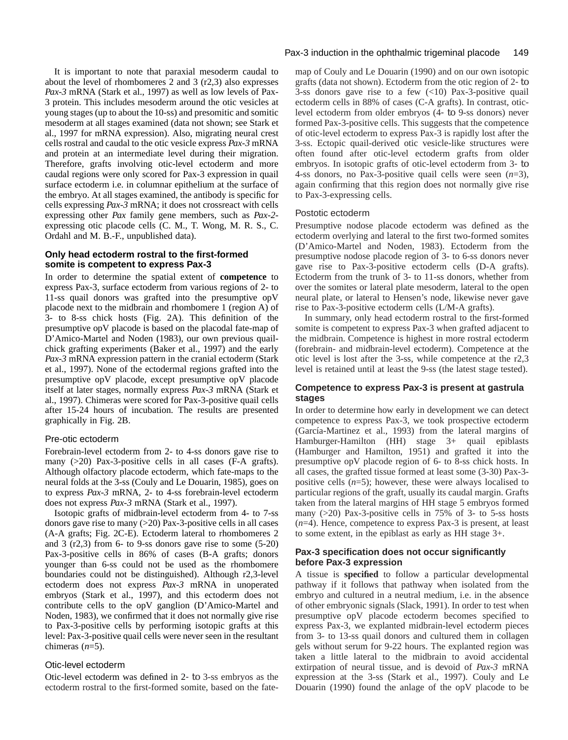It is important to note that paraxial mesoderm caudal to about the level of rhombomeres 2 and 3 (r2,3) also expresses *Pax-3* mRNA (Stark et al., 1997) as well as low levels of Pax-3 protein. This includes mesoderm around the otic vesicles at young stages (up to about the 10-ss) and presomitic and somitic mesoderm at all stages examined (data not shown; see Stark et al., 1997 for mRNA expression). Also, migrating neural crest cells rostral and caudal to the otic vesicle express *Pax-3* mRNA and protein at an intermediate level during their migration. Therefore, grafts involving otic-level ectoderm and more caudal regions were only scored for Pax-3 expression in quail surface ectoderm i.e. in columnar epithelium at the surface of the embryo. At all stages examined, the antibody is specific for cells expressing *Pax-3* mRNA; it does not crossreact with cells expressing other *Pax* family gene members, such as *Pax-2*-expressing otic placode cells (C. M., T. Wong, M. R. S., C. Ordahl and M. B.-F., unpublished data).

## Only head ectoderm rostral to the first-formed somite is competent to express Pax-3

In order to determine the spatial extent of **competence** to express Pax-3, surface ectoderm from various regions of 2- to 11-ss quail donors was grafted into the presumptive opV placode next to the midbrain and rhombomere 1 (region A) of 3- to 8-ss chick hosts (Fig. 2A). This definition of the presumptive opV placode is based on the placodal fate-map of D'Amico-Martel and Noden (1983), our own previous quail-chick grafting experiments (Baker et al., 1997) and the early *Pax-3* mRNA expression pattern in the cranial ectoderm (Stark et al., 1997). None of the ectodermal regions grafted into the presumptive opV placode, except presumptive opV placode itself at later stages, normally express *Pax-3* mRNA (Stark et al., 1997). Chimeras were scored for Pax-3-positive quail cells after 15-24 hours of incubation. The results are presented graphically in Fig. 2B.

### Pre-otic ectoderm

Forebrain-level ectoderm from 2- to 4-ss donors gave rise to many (>20) Pax-3-positive cells in all cases (F-A grafts). Although olfactory placode ectoderm, which fate-maps to the neural folds at the 3-ss (Couly and Le Douarin, 1985), goes on to express *Pax-3* mRNA, 2- to 4-ss forebrain-level ectoderm does not express *Pax-3* mRNA (Stark et al., 1997).

Isotopic grafts of midbrain-level ectoderm from 4- to 7-ss donors gave rise to many (>20) Pax-3-positive cells in all cases (A-A grafts; Fig. 2C-E). Ectoderm lateral to rhombomeres 2 and 3 (r2,3) from 6- to 9-ss donors gave rise to some (5-20) Pax-3-positive cells in 86% of cases (B-A grafts; donors younger than 6-ss could not be used as the rhombomere boundaries could not be distinguished). Although r2,3-level ectoderm does not express *Pax-3* mRNA in unoperated embryos (Stark et al., 1997), and this ectoderm does not contribute cells to the opV ganglion (D'Amico-Martel and Noden, 1983), we confirmed that it does not normally give rise to Pax-3-positive cells by performing isotopic grafts at this level: Pax-3-positive quail cells were never seen in the resultant chimeras (*n*=5).

### Otic-level ectoderm

Otic-level ectoderm was defined in 2- to 3-ss embryos as the ectoderm rostral to the first-formed somite, based on the fate-map of Couly and Le Douarin (1990) and on our own isotopic grafts (data not shown). Ectoderm from the otic region of 2- to 3-ss donors gave rise to a few (<10) Pax-3-positive quail ectoderm cells in 88% of cases (C-A grafts). In contrast, otic-level ectoderm from older embryos (4- to 9-ss donors) never formed Pax-3-positive cells. This suggests that the competence of otic-level ectoderm to express Pax-3 is rapidly lost after the 3-ss. Ectopic quail-derived otic vesicle-like structures were often found after otic-level ectoderm grafts from older embryos. In isotopic grafts of otic-level ectoderm from 3- to 4-ss donors, no Pax-3-positive quail cells were seen (*n*=3), again confirming that this region does not normally give rise to Pax-3-expressing cells.

### Postotic ectoderm

Presumptive nodose placode ectoderm was defined as the ectoderm overlying and lateral to the first two-formed somites (D'Amico-Martel and Noden, 1983). Ectoderm from the presumptive nodose placode region of 3- to 6-ss donors never gave rise to Pax-3-positive ectoderm cells (D-A grafts). Ectoderm from the trunk of 3- to 11-ss donors, whether from over the somites or lateral plate mesoderm, lateral to the open neural plate, or lateral to Hensen's node, likewise never gave rise to Pax-3-positive ectoderm cells (L/M-A grafts).

In summary, only head ectoderm rostral to the first-formed somite is competent to express Pax-3 when grafted adjacent to the midbrain. Competence is highest in more rostral ectoderm (forebrain- and midbrain-level ectoderm). Competence at the otic level is lost after the 3-ss, while competence at the r2,3 level is retained until at least the 9-ss (the latest stage tested).

## Competence to express Pax-3 is present at gastrula stages

In order to determine how early in development we can detect competence to express Pax-3, we took prospective ectoderm (García-Martinez et al., 1993) from the lateral margins of Hamburger-Hamilton (HH) stage 3+ quail epiblasts (Hamburger and Hamilton, 1951) and grafted it into the presumptive opV placode region of 6- to 8-ss chick hosts. In all cases, the grafted tissue formed at least some (3-30) Pax-3-positive cells (*n*=5); however, these were always localised to particular regions of the graft, usually its caudal margin. Grafts taken from the lateral margins of HH stage 5 embryos formed many (>20) Pax-3-positive cells in 75% of 3- to 5-ss hosts (*n*=4). Hence, competence to express Pax-3 is present, at least to some extent, in the epiblast as early as HH stage 3+.

## Pax-3 specification does not occur significantly before Pax-3 expression

A tissue is **specified** to follow a particular developmental pathway if it follows that pathway when isolated from the embryo and cultured in a neutral medium, i.e. in the absence of other embryonic signals (Slack, 1991). In order to test when presumptive opV placode ectoderm becomes specified to express Pax-3, we explanted midbrain-level ectoderm pieces from 3- to 13-ss quail donors and cultured them in collagen gels without serum for 9-22 hours. The explanted region was taken a little lateral to the midbrain to avoid accidental extirpation of neural tissue, and is devoid of *Pax-3* mRNA expression at the 3-ss (Stark et al., 1997). Couly and Le Douarin (1990) found the anlage of the opV placode to be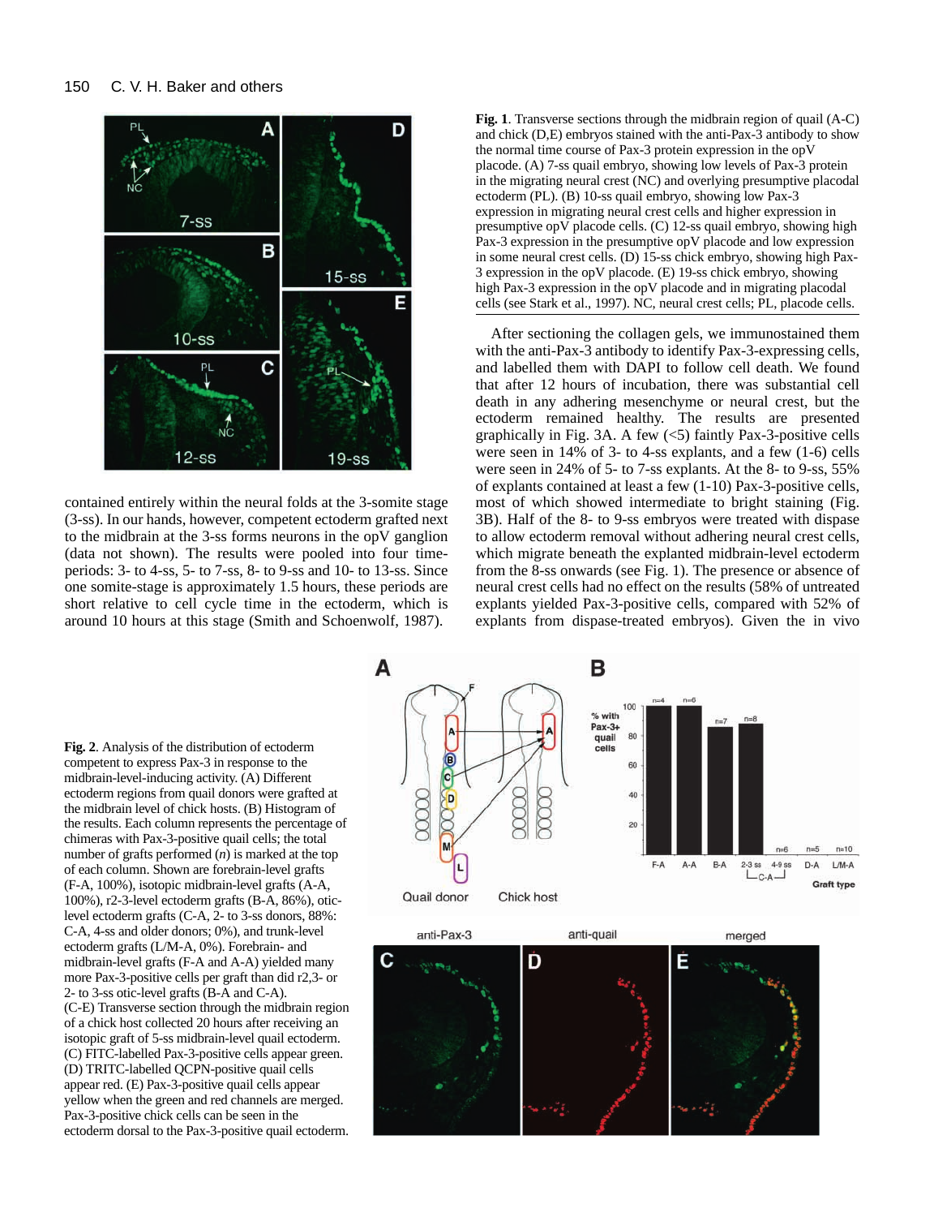**Fig. 1**. Transverse sections through the midbrain region of quail (A-C) and chick (D,E) embryos stained with the anti-Pax-3 antibody to show the normal time course of Pax-3 protein expression in the opV placode. (A) 7-ss quail embryo, showing low levels of Pax-3 protein in the migrating neural crest (NC) and overlying presumptive placodal ectoderm (PL). (B) 10-ss quail embryo, showing low Pax-3 expression in migrating neural crest cells and higher expression in presumptive opV placode cells. (C) 12-ss quail embryo, showing high Pax-3 expression in the presumptive opV placode and low expression in some neural crest cells. (D) 15-ss chick embryo, showing high Pax-3 expression in the opV placode. (E) 19-ss chick embryo, showing high Pax-3 expression in the opV placode and in migrating placodal cells (see Stark et al., 1997). NC, neural crest cells; PL, placode cells.

contained entirely within the neural folds at the 3-somite stage (3-ss). In our hands, however, competent ectoderm grafted next to the midbrain at the 3-ss forms neurons in the opV ganglion (data not shown). The results were pooled into four time-periods: 3- to 4-ss, 5- to 7-ss, 8- to 9-ss and 10- to 13-ss. Since one somite-stage is approximately 1.5 hours, these periods are short relative to cell cycle time in the ectoderm, which is around 10 hours at this stage (Smith and Schoenwolf, 1987).

After sectioning the collagen gels, we immunostained them with the anti-Pax-3 antibody to identify Pax-3-expressing cells, and labelled them with DAPI to follow cell death. We found that after 12 hours of incubation, there was substantial cell death in any adhering mesenchyme or neural crest, but the ectoderm remained healthy. The results are presented graphically in Fig. 3A. A few (<5) faintly Pax-3-positive cells were seen in 14% of 3- to 4-ss explants, and a few (1-6) cells were seen in 24% of 5- to 7-ss explants. At the 8- to 9-ss, 55% of explants contained at least a few (1-10) Pax-3-positive cells, most of which showed intermediate to bright staining (Fig. 3B). Half of the 8- to 9-ss embryos were treated with dispase to allow ectoderm removal without adhering neural crest cells, which migrate beneath the explanted midbrain-level ectoderm from the 8-ss onwards (see Fig. 1). The presence or absence of neural crest cells had no effect on the results (58% of untreated explants yielded Pax-3-positive cells, compared with 52% of explants from dispase-treated embryos). Given the in vivo

**Fig. 2**. Analysis of the distribution of ectoderm competent to express Pax-3 in response to the midbrain-level-inducing activity. (A) Different ectoderm regions from quail donors were grafted at the midbrain level of chick hosts. (B) Histogram of the results. Each column represents the percentage of chimeras with Pax-3-positive quail cells; the total number of grafts performed (*n*) is marked at the top of each column. Shown are forebrain-level grafts (F-A, 100%), isotopic midbrain-level grafts (A-A, 100%), r2-3-level ectoderm grafts (B-A, 86%), otic-level ectoderm grafts (C-A, 2- to 3-ss donors, 88%: C-A, 4-ss and older donors; 0%), and trunk-level ectoderm grafts (L/M-A, 0%). Forebrain- and midbrain-level grafts (F-A and A-A) yielded many more Pax-3-positive cells per graft than did r2,3- or 2- to 3-ss otic-level grafts (B-A and C-A). (C-E) Transverse section through the midbrain region of a chick host collected 20 hours after receiving an isotopic graft of 5-ss midbrain-level quail ectoderm. (C) FITC-labelled Pax-3-positive cells appear green. (D) TRITC-labelled QCPN-positive quail cells appear red. (E) Pax-3-positive quail cells appear yellow when the green and red channels are merged. Pax-3-positive chick cells can be seen in the ectoderm dorsal to the Pax-3-positive quail ectoderm.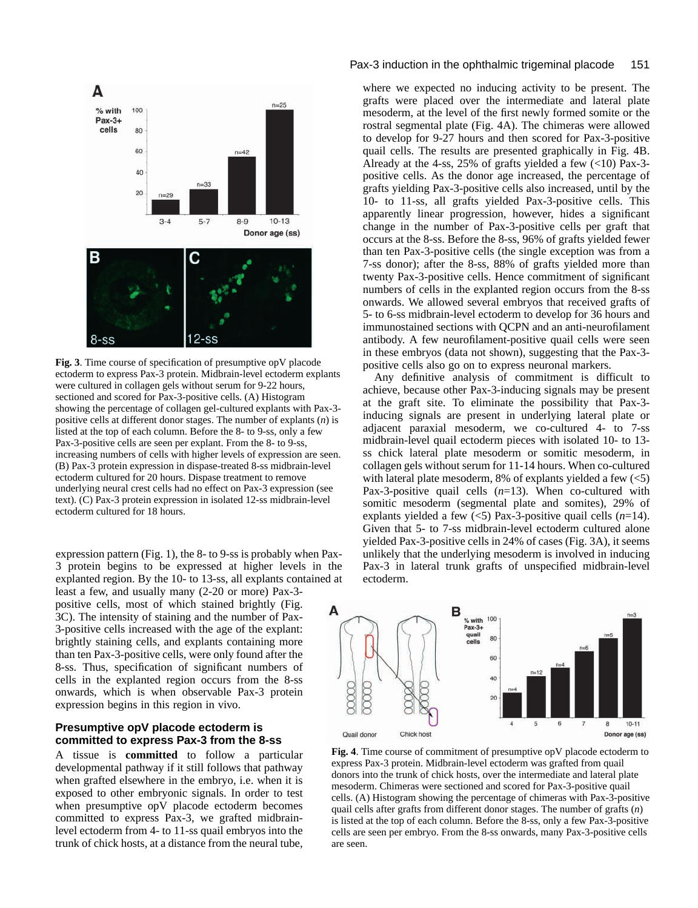**Fig. 3**. Time course of specification of presumptive opV placode ectoderm to express Pax-3 protein. Midbrain-level ectoderm explants were cultured in collagen gels without serum for 9-22 hours, sectioned and scored for Pax-3-positive cells. (A) Histogram showing the percentage of collagen gel-cultured explants with Pax-3-positive cells at different donor stages. The number of explants (*n*) is listed at the top of each column. Before the 8- to 9-ss, only a few Pax-3-positive cells are seen per explant. From the 8- to 9-ss, increasing numbers of cells with higher levels of expression are seen. (B) Pax-3 protein expression in dispase-treated 8-ss midbrain-level ectoderm cultured for 20 hours. Dispase treatment to remove underlying neural crest cells had no effect on Pax-3 expression (see text). (C) Pax-3 protein expression in isolated 12-ss midbrain-level ectoderm cultured for 18 hours.

expression pattern (Fig. 1), the 8- to 9-ss is probably when Pax-3 protein begins to be expressed at higher levels in the explanted region. By the 10- to 13-ss, all explants contained at least a few, and usually many (2-20 or more) Pax-3-positive cells, most of which stained brightly (Fig. 3C). The intensity of staining and the number of Pax-3-positive cells increased with the age of the explant: brightly staining cells, and explants containing more than ten Pax-3-positive cells, were only found after the 8-ss. Thus, specification of significant numbers of cells in the explanted region occurs from the 8-ss onwards, which is when observable Pax-3 protein expression begins in this region in vivo.

### Presumptive opV placode ectoderm is committed to express Pax-3 from the 8-ss

A tissue is **committed** to follow a particular developmental pathway if it still follows that pathway when grafted elsewhere in the embryo, i.e. when it is exposed to other embryonic signals. In order to test when presumptive opV placode ectoderm becomes committed to express Pax-3, we grafted midbrain-level ectoderm from 4- to 11-ss quail embryos into the trunk of chick hosts, at a distance from the neural tube, where we expected no inducing activity to be present. The grafts were placed over the intermediate and lateral plate mesoderm, at the level of the first newly formed somite or the rostral segmental plate (Fig. 4A). The chimeras were allowed to develop for 9-27 hours and then scored for Pax-3-positive quail cells. The results are presented graphically in Fig. 4B. Already at the 4-ss, 25% of grafts yielded a few (<10) Pax-3-positive cells. As the donor age increased, the percentage of grafts yielding Pax-3-positive cells also increased, until by the 10- to 11-ss, all grafts yielded Pax-3-positive cells. This apparently linear progression, however, hides a significant change in the number of Pax-3-positive cells per graft that occurs at the 8-ss. Before the 8-ss, 96% of grafts yielded fewer than ten Pax-3-positive cells (the single exception was from a 7-ss donor); after the 8-ss, 88% of grafts yielded more than twenty Pax-3-positive cells. Hence commitment of significant numbers of cells in the explanted region occurs from the 8-ss onwards. We allowed several embryos that received grafts of 5- to 6-ss midbrain-level ectoderm to develop for 36 hours and immunostained sections with QCPN and an anti-neurofilament antibody. A few neurofilament-positive quail cells were seen in these embryos (data not shown), suggesting that the Pax-3-positive cells also go on to express neuronal markers.

Any definitive analysis of commitment is difficult to achieve, because other Pax-3-inducing signals may be present at the graft site. To eliminate the possibility that Pax-3-inducing signals are present in underlying lateral plate or adjacent paraxial mesoderm, we co-cultured 4- to 7-ss midbrain-level quail ectoderm pieces with isolated 10- to 13-ss chick lateral plate mesoderm or somitic mesoderm, in collagen gels without serum for 11-14 hours. When co-cultured with lateral plate mesoderm, 8% of explants yielded a few (<5) Pax-3-positive quail cells (*n*=13). When co-cultured with somitic mesoderm (segmental plate and somites), 29% of explants yielded a few (<5) Pax-3-positive quail cells (*n*=14). Given that 5- to 7-ss midbrain-level ectoderm cultured alone yielded Pax-3-positive cells in 24% of cases (Fig. 3A), it seems unlikely that the underlying mesoderm is involved in inducing Pax-3 in lateral trunk grafts of unspecified midbrain-level ectoderm.

**Fig. 4**. Time course of commitment of presumptive opV placode ectoderm to express Pax-3 protein. Midbrain-level ectoderm was grafted from quail donors into the trunk of chick hosts, over the intermediate and lateral plate mesoderm. Chimeras were sectioned and scored for Pax-3-positive quail cells. (A) Histogram showing the percentage of chimeras with Pax-3-positive quail cells after grafts from different donor stages. The number of grafts (*n*) is listed at the top of each column. Before the 8-ss, only a few Pax-3-positive cells are seen per embryo. From the 8-ss onwards, many Pax-3-positive cells are seen.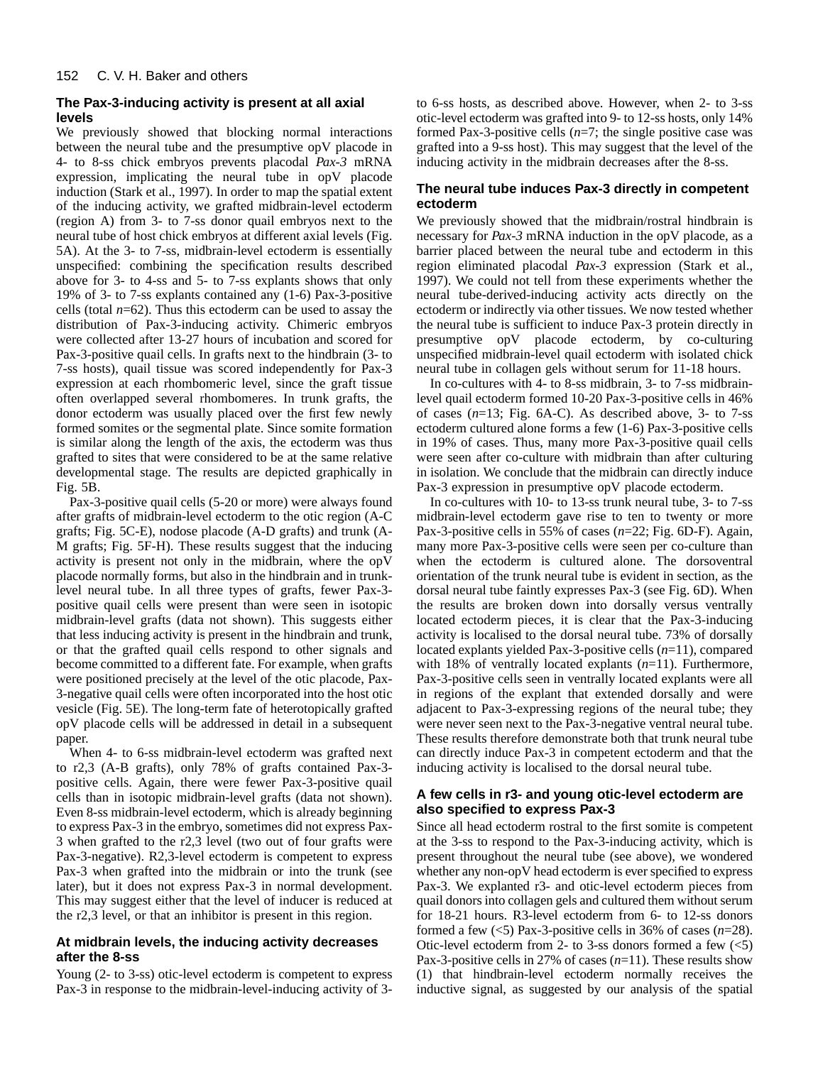### The Pax-3-inducing activity is present at all axial levels

We previously showed that blocking normal interactions between the neural tube and the presumptive opV placode in 4- to 8-ss chick embryos prevents placodal *Pax-3* mRNA expression, implicating the neural tube in opV placode induction (Stark et al., 1997). In order to map the spatial extent of the inducing activity, we grafted midbrain-level ectoderm (region A) from 3- to 7-ss donor quail embryos next to the neural tube of host chick embryos at different axial levels (Fig. 5A). At the 3- to 7-ss, midbrain-level ectoderm is essentially unspecified: combining the specification results described above for 3- to 4-ss and 5- to 7-ss explants shows that only 19% of 3- to 7-ss explants contained any (1-6) Pax-3-positive cells (total *n*=62). Thus this ectoderm can be used to assay the distribution of Pax-3-inducing activity. Chimeric embryos were collected after 13-27 hours of incubation and scored for Pax-3-positive quail cells. In grafts next to the hindbrain (3- to 7-ss hosts), quail tissue was scored independently for Pax-3 expression at each rhombomeric level, since the graft tissue often overlapped several rhombomeres. In trunk grafts, the donor ectoderm was usually placed over the first few newly formed somites or the segmental plate. Since somite formation is similar along the length of the axis, the ectoderm was thus grafted to sites that were considered to be at the same relative developmental stage. The results are depicted graphically in Fig. 5B.

Pax-3-positive quail cells (5-20 or more) were always found after grafts of midbrain-level ectoderm to the otic region (A-C grafts; Fig. 5C-E), nodose placode (A-D grafts) and trunk (A-M grafts; Fig. 5F-H). These results suggest that the inducing activity is present not only in the midbrain, where the opV placode normally forms, but also in the hindbrain and in trunk-level neural tube. In all three types of grafts, fewer Pax-3-positive quail cells were present than were seen in isotopic midbrain-level grafts (data not shown). This suggests either that less inducing activity is present in the hindbrain and trunk, or that the grafted quail cells respond to other signals and become committed to a different fate. For example, when grafts were positioned precisely at the level of the otic placode, Pax-3-negative quail cells were often incorporated into the host otic vesicle (Fig. 5E). The long-term fate of heterotopically grafted opV placode cells will be addressed in detail in a subsequent paper.

When 4- to 6-ss midbrain-level ectoderm was grafted next to r2,3 (A-B grafts), only 78% of grafts contained Pax-3-positive cells. Again, there were fewer Pax-3-positive quail cells than in isotopic midbrain-level grafts (data not shown). Even 8-ss midbrain-level ectoderm, which is already beginning to express Pax-3 in the embryo, sometimes did not express Pax-3 when grafted to the r2,3 level (two out of four grafts were Pax-3-negative). R2,3-level ectoderm is competent to express Pax-3 when grafted into the midbrain or into the trunk (see later), but it does not express Pax-3 in normal development. This may suggest either that the level of inducer is reduced at the r2,3 level, or that an inhibitor is present in this region.

### At midbrain levels, the inducing activity decreases after the 8-ss

Young (2- to 3-ss) otic-level ectoderm is competent to express Pax-3 in response to the midbrain-level-inducing activity of 3- to 6-ss hosts, as described above. However, when 2- to 3-ss otic-level ectoderm was grafted into 9- to 12-ss hosts, only 14% formed Pax-3-positive cells (*n*=7; the single positive case was grafted into a 9-ss host). This may suggest that the level of the inducing activity in the midbrain decreases after the 8-ss.

### The neural tube induces Pax-3 directly in competent ectoderm

We previously showed that the midbrain/rostral hindbrain is necessary for *Pax-3* mRNA induction in the opV placode, as a barrier placed between the neural tube and ectoderm in this region eliminated placodal *Pax-3* expression (Stark et al., 1997). We could not tell from these experiments whether the neural tube-derived-inducing activity acts directly on the ectoderm or indirectly via other tissues. We now tested whether the neural tube is sufficient to induce Pax-3 protein directly in presumptive opV placode ectoderm, by co-culturing unspecified midbrain-level quail ectoderm with isolated chick neural tube in collagen gels without serum for 11-18 hours.

In co-cultures with 4- to 8-ss midbrain, 3- to 7-ss midbrain-level quail ectoderm formed 10-20 Pax-3-positive cells in 46% of cases (*n*=13; Fig. 6A-C). As described above, 3- to 7-ss ectoderm cultured alone forms a few (1-6) Pax-3-positive cells in 19% of cases. Thus, many more Pax-3-positive quail cells were seen after co-culture with midbrain than after culturing in isolation. We conclude that the midbrain can directly induce Pax-3 expression in presumptive opV placode ectoderm.

In co-cultures with 10- to 13-ss trunk neural tube, 3- to 7-ss midbrain-level ectoderm gave rise to ten to twenty or more Pax-3-positive cells in 55% of cases (*n*=22; Fig. 6D-F). Again, many more Pax-3-positive cells were seen per co-culture than when the ectoderm is cultured alone. The dorsoventral orientation of the trunk neural tube is evident in section, as the dorsal neural tube faintly expresses Pax-3 (see Fig. 6D). When the results are broken down into dorsally versus ventrally located ectoderm pieces, it is clear that the Pax-3-inducing activity is localised to the dorsal neural tube. 73% of dorsally located explants yielded Pax-3-positive cells (*n*=11), compared with 18% of ventrally located explants (*n*=11). Furthermore, Pax-3-positive cells seen in ventrally located explants were all in regions of the explant that extended dorsally and were adjacent to Pax-3-expressing regions of the neural tube; they were never seen next to the Pax-3-negative ventral neural tube. These results therefore demonstrate both that trunk neural tube can directly induce Pax-3 in competent ectoderm and that the inducing activity is localised to the dorsal neural tube.

### A few cells in r3- and young otic-level ectoderm are also specified to express Pax-3

Since all head ectoderm rostral to the first somite is competent at the 3-ss to respond to the Pax-3-inducing activity, which is present throughout the neural tube (see above), we wondered whether any non-opV head ectoderm is ever specified to express Pax-3. We explanted r3- and otic-level ectoderm pieces from quail donors into collagen gels and cultured them without serum for 18-21 hours. R3-level ectoderm from 6- to 12-ss donors formed a few (<5) Pax-3-positive cells in 36% of cases (*n*=28). Otic-level ectoderm from 2- to 3-ss donors formed a few (<5) Pax-3-positive cells in 27% of cases (*n*=11). These results show (1) that hindbrain-level ectoderm normally receives the inductive signal, as suggested by our analysis of the spatial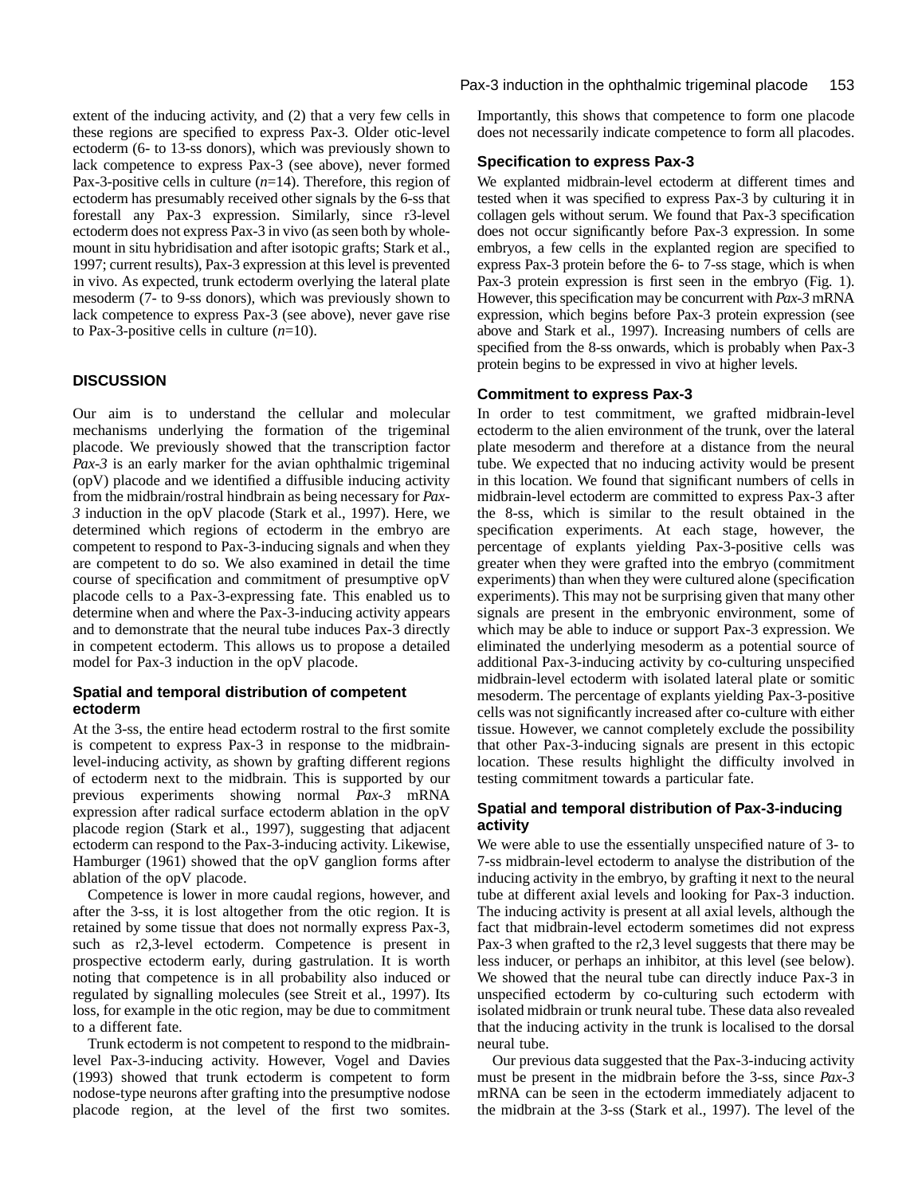extent of the inducing activity, and (2) that a very few cells in these regions are specified to express Pax-3. Older otic-level ectoderm (6- to 13-ss donors), which was previously shown to lack competence to express Pax-3 (see above), never formed Pax-3-positive cells in culture ($n$=14). Therefore, this region of ectoderm has presumably received other signals by the 6-ss that forestall any Pax-3 expression. Similarly, since r3-level ectoderm does not express Pax-3 in vivo (as seen both by whole-mount in situ hybridisation and after isotopic grafts; Stark et al., 1997; current results), Pax-3 expression at this level is prevented in vivo. As expected, trunk ectoderm overlying the lateral plate mesoderm (7- to 9-ss donors), which was previously shown to lack competence to express Pax-3 (see above), never gave rise to Pax-3-positive cells in culture ($n$=10).

## DISCUSSION

Our aim is to understand the cellular and molecular mechanisms underlying the formation of the trigeminal placode. We previously showed that the transcription factor *Pax-3* is an early marker for the avian ophthalmic trigeminal (opV) placode and we identified a diffusible inducing activity from the midbrain/rostral hindbrain as being necessary for *Pax-3* induction in the opV placode (Stark et al., 1997). Here, we determined which regions of ectoderm in the embryo are competent to respond to Pax-3-inducing signals and when they are competent to do so. We also examined in detail the time course of specification and commitment of presumptive opV placode cells to a Pax-3-expressing fate. This enabled us to determine when and where the Pax-3-inducing activity appears and to demonstrate that the neural tube induces Pax-3 directly in competent ectoderm. This allows us to propose a detailed model for Pax-3 induction in the opV placode.

### Spatial and temporal distribution of competent ectoderm

At the 3-ss, the entire head ectoderm rostral to the first somite is competent to express Pax-3 in response to the midbrain-level-inducing activity, as shown by grafting different regions of ectoderm next to the midbrain. This is supported by our previous experiments showing normal *Pax-3* mRNA expression after radical surface ectoderm ablation in the opV placode region (Stark et al., 1997), suggesting that adjacent ectoderm can respond to the Pax-3-inducing activity. Likewise, Hamburger (1961) showed that the opV ganglion forms after ablation of the opV placode.

Competence is lower in more caudal regions, however, and after the 3-ss, it is lost altogether from the otic region. It is retained by some tissue that does not normally express Pax-3, such as r2,3-level ectoderm. Competence is present in prospective ectoderm early, during gastrulation. It is worth noting that competence is in all probability also induced or regulated by signalling molecules (see Streit et al., 1997). Its loss, for example in the otic region, may be due to commitment to a different fate.

Trunk ectoderm is not competent to respond to the midbrain-level Pax-3-inducing activity. However, Vogel and Davies (1993) showed that trunk ectoderm is competent to form nodose-type neurons after grafting into the presumptive nodose placode region, at the level of the first two somites. Importantly, this shows that competence to form one placode does not necessarily indicate competence to form all placodes.

### Specification to express Pax-3

We explanted midbrain-level ectoderm at different times and tested when it was specified to express Pax-3 by culturing it in collagen gels without serum. We found that Pax-3 specification does not occur significantly before Pax-3 expression. In some embryos, a few cells in the explanted region are specified to express Pax-3 protein before the 6- to 7-ss stage, which is when Pax-3 protein expression is first seen in the embryo (Fig. 1). However, this specification may be concurrent with *Pax-3* mRNA expression, which begins before Pax-3 protein expression (see above and Stark et al., 1997). Increasing numbers of cells are specified from the 8-ss onwards, which is probably when Pax-3 protein begins to be expressed in vivo at higher levels.

### Commitment to express Pax-3

In order to test commitment, we grafted midbrain-level ectoderm to the alien environment of the trunk, over the lateral plate mesoderm and therefore at a distance from the neural tube. We expected that no inducing activity would be present in this location. We found that significant numbers of cells in midbrain-level ectoderm are committed to express Pax-3 after the 8-ss, which is similar to the result obtained in the specification experiments. At each stage, however, the percentage of explants yielding Pax-3-positive cells was greater when they were grafted into the embryo (commitment experiments) than when they were cultured alone (specification experiments). This may not be surprising given that many other signals are present in the embryonic environment, some of which may be able to induce or support Pax-3 expression. We eliminated the underlying mesoderm as a potential source of additional Pax-3-inducing activity by co-culturing unspecified midbrain-level ectoderm with isolated lateral plate or somitic mesoderm. The percentage of explants yielding Pax-3-positive cells was not significantly increased after co-culture with either tissue. However, we cannot completely exclude the possibility that other Pax-3-inducing signals are present in this ectopic location. These results highlight the difficulty involved in testing commitment towards a particular fate.

### Spatial and temporal distribution of Pax-3-inducing activity

We were able to use the essentially unspecified nature of 3- to 7-ss midbrain-level ectoderm to analyse the distribution of the inducing activity in the embryo, by grafting it next to the neural tube at different axial levels and looking for Pax-3 induction. The inducing activity is present at all axial levels, although the fact that midbrain-level ectoderm sometimes did not express Pax-3 when grafted to the r2,3 level suggests that there may be less inducer, or perhaps an inhibitor, at this level (see below). We showed that the neural tube can directly induce Pax-3 in unspecified ectoderm by co-culturing such ectoderm with isolated midbrain or trunk neural tube. These data also revealed that the inducing activity in the trunk is localised to the dorsal neural tube.

Our previous data suggested that the Pax-3-inducing activity must be present in the midbrain before the 3-ss, since *Pax-3* mRNA can be seen in the ectoderm immediately adjacent to the midbrain at the 3-ss (Stark et al., 1997). The level of the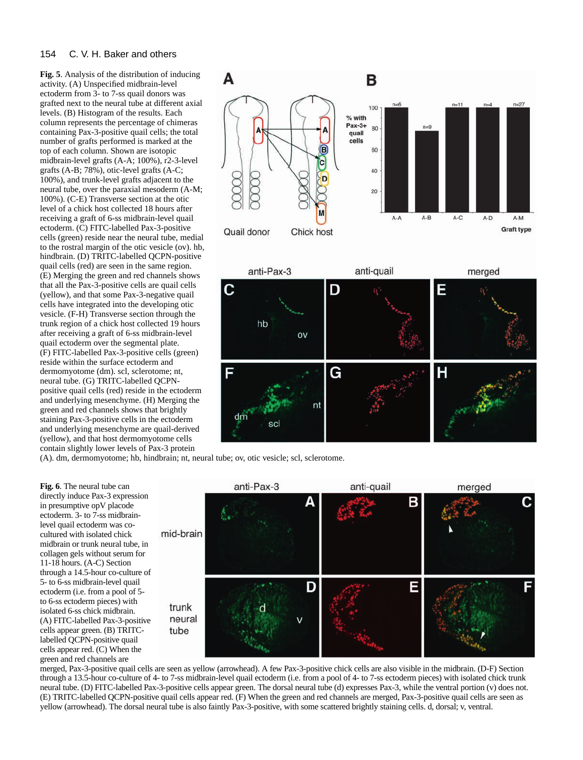**Fig. 5**. Analysis of the distribution of inducing activity. (A) Unspecified midbrain-level ectoderm from 3- to 7-ss quail donors was grafted next to the neural tube at different axial levels. (B) Histogram of the results. Each column represents the percentage of chimeras containing Pax-3-positive quail cells; the total number of grafts performed is marked at the top of each column. Shown are isotopic midbrain-level grafts (A-A; 100%), r2-3-level grafts (A-B; 78%), otic-level grafts (A-C; 100%), and trunk-level grafts adjacent to the neural tube, over the paraxial mesoderm (A-M; 100%). (C-E) Transverse section at the otic level of a chick host collected 18 hours after receiving a graft of 6-ss midbrain-level quail ectoderm. (C) FITC-labelled Pax-3-positive cells (green) reside near the neural tube, medial to the rostral margin of the otic vesicle (ov). hb, hindbrain. (D) TRITC-labelled QCPN-positive quail cells (red) are seen in the same region. (E) Merging the green and red channels shows that all the Pax-3-positive cells are quail cells (yellow), and that some Pax-3-negative quail cells have integrated into the developing otic vesicle. (F-H) Transverse section through the trunk region of a chick host collected 19 hours after receiving a graft of 6-ss midbrain-level quail ectoderm over the segmental plate. (F) FITC-labelled Pax-3-positive cells (green) reside within the surface ectoderm and dermomyotome (dm). scl, sclerotome; nt, neural tube. (G) TRITC-labelled QCPN-positive quail cells (red) reside in the ectoderm and underlying mesenchyme. (H) Merging the green and red channels shows that brightly staining Pax-3-positive cells in the ectoderm and underlying mesenchyme are quail-derived (yellow), and that host dermomyotome cells contain slightly lower levels of Pax-3 protein (A). dm, dermomyotome; hb, hindbrain; nt, neural tube; ov, otic vesicle; scl, sclerotome.

**Fig. 6**. The neural tube can directly induce Pax-3 expression in presumptive opV placode ectoderm. 3- to 7-ss midbrain-level quail ectoderm was co-cultured with isolated chick midbrain or trunk neural tube, in collagen gels without serum for 11-18 hours. (A-C) Section through a 14.5-hour co-culture of 5- to 6-ss midbrain-level quail ectoderm (i.e. from a pool of 5- to 6-ss ectoderm pieces) with isolated 6-ss chick midbrain. (A) FITC-labelled Pax-3-positive cells appear green. (B) TRITC-labelled QCPN-positive quail cells appear red. (C) When the green and red channels are merged, Pax-3-positive quail cells are seen as yellow (arrowhead). A few Pax-3-positive chick cells are also visible in the midbrain. (D-F) Section through a 13.5-hour co-culture of 4- to 7-ss midbrain-level quail ectoderm (i.e. from a pool of 4- to 7-ss ectoderm pieces) with isolated chick trunk neural tube. (D) FITC-labelled Pax-3-positive cells appear green. The dorsal neural tube (d) expresses Pax-3, while the ventral portion (v) does not. (E) TRITC-labelled QCPN-positive quail cells appear red. (F) When the green and red channels are merged, Pax-3-positive quail cells are seen as yellow (arrowhead). The dorsal neural tube is also faintly Pax-3-positive, with some scattered brightly staining cells. d, dorsal; v, ventral.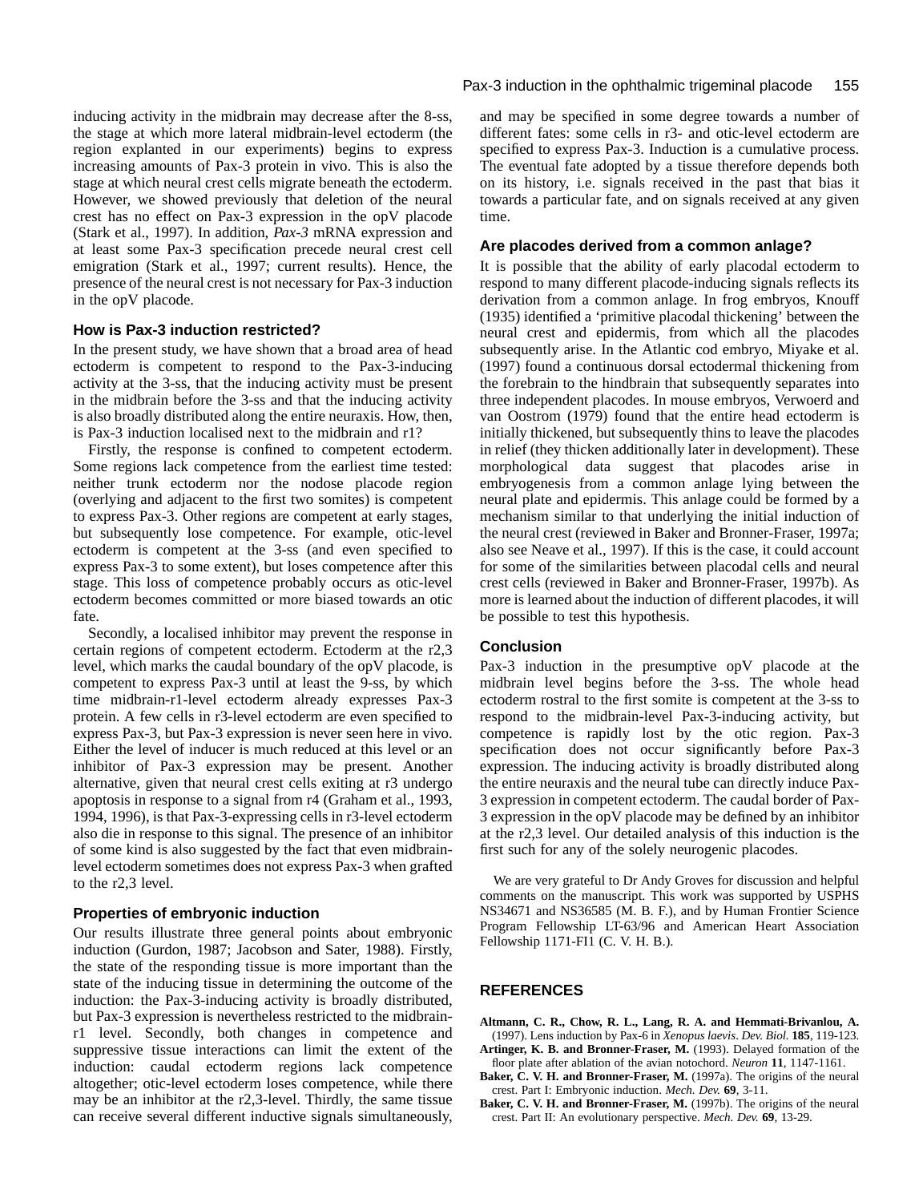inducing activity in the midbrain may decrease after the 8-ss, the stage at which more lateral midbrain-level ectoderm (the region explanted in our experiments) begins to express increasing amounts of Pax-3 protein in vivo. This is also the stage at which neural crest cells migrate beneath the ectoderm. However, we showed previously that deletion of the neural crest has no effect on Pax-3 expression in the opV placode (Stark et al., 1997). In addition, *Pax-3* mRNA expression and at least some Pax-3 specification precede neural crest cell emigration (Stark et al., 1997; current results). Hence, the presence of the neural crest is not necessary for Pax-3 induction in the opV placode.

### How is Pax-3 induction restricted?

In the present study, we have shown that a broad area of head ectoderm is competent to respond to the Pax-3-inducing activity at the 3-ss, that the inducing activity must be present in the midbrain before the 3-ss and that the inducing activity is also broadly distributed along the entire neuraxis. How, then, is Pax-3 induction localised next to the midbrain and r1?

Firstly, the response is confined to competent ectoderm. Some regions lack competence from the earliest time tested: neither trunk ectoderm nor the nodose placode region (overlying and adjacent to the first two somites) is competent to express Pax-3. Other regions are competent at early stages, but subsequently lose competence. For example, otic-level ectoderm is competent at the 3-ss (and even specified to express Pax-3 to some extent), but loses competence after this stage. This loss of competence probably occurs as otic-level ectoderm becomes committed or more biased towards an otic fate.

Secondly, a localised inhibitor may prevent the response in certain regions of competent ectoderm. Ectoderm at the r2,3 level, which marks the caudal boundary of the opV placode, is competent to express Pax-3 until at least the 9-ss, by which time midbrain-r1-level ectoderm already expresses Pax-3 protein. A few cells in r3-level ectoderm are even specified to express Pax-3, but Pax-3 expression is never seen here in vivo. Either the level of inducer is much reduced at this level or an inhibitor of Pax-3 expression may be present. Another alternative, given that neural crest cells exiting at r3 undergo apoptosis in response to a signal from r4 (Graham et al., 1993, 1994, 1996), is that Pax-3-expressing cells in r3-level ectoderm also die in response to this signal. The presence of an inhibitor of some kind is also suggested by the fact that even midbrain-level ectoderm sometimes does not express Pax-3 when grafted to the r2,3 level.

### Properties of embryonic induction

Our results illustrate three general points about embryonic induction (Gurdon, 1987; Jacobson and Sater, 1988). Firstly, the state of the responding tissue is more important than the state of the inducing tissue in determining the outcome of the induction: the Pax-3-inducing activity is broadly distributed, but Pax-3 expression is nevertheless restricted to the midbrain-r1 level. Secondly, both changes in competence and suppressive tissue interactions can limit the extent of the induction: caudal ectoderm regions lack competence altogether; otic-level ectoderm loses competence, while there may be an inhibitor at the r2,3-level. Thirdly, the same tissue can receive several different inductive signals simultaneously, and may be specified in some degree towards a number of different fates: some cells in r3- and otic-level ectoderm are specified to express Pax-3. Induction is a cumulative process. The eventual fate adopted by a tissue therefore depends both on its history, i.e. signals received in the past that bias it towards a particular fate, and on signals received at any given time.

### Are placodes derived from a common anlage?

It is possible that the ability of early placodal ectoderm to respond to many different placode-inducing signals reflects its derivation from a common anlage. In frog embryos, Knouff (1935) identified a ‘primitive placodal thickening’ between the neural crest and epidermis, from which all the placodes subsequently arise. In the Atlantic cod embryo, Miyake et al. (1997) found a continuous dorsal ectodermal thickening from the forebrain to the hindbrain that subsequently separates into three independent placodes. In mouse embryos, Verwoerd and van Oostrom (1979) found that the entire head ectoderm is initially thickened, but subsequently thins to leave the placodes in relief (they thicken additionally later in development). These morphological data suggest that placodes arise in embryogenesis from a common anlage lying between the neural plate and epidermis. This anlage could be formed by a mechanism similar to that underlying the initial induction of the neural crest (reviewed in Baker and Bronner-Fraser, 1997a; also see Neave et al., 1997). If this is the case, it could account for some of the similarities between placodal cells and neural crest cells (reviewed in Baker and Bronner-Fraser, 1997b). As more is learned about the induction of different placodes, it will be possible to test this hypothesis.

### Conclusion

Pax-3 induction in the presumptive opV placode at the midbrain level begins before the 3-ss. The whole head ectoderm rostral to the first somite is competent at the 3-ss to respond to the midbrain-level Pax-3-inducing activity, but competence is rapidly lost by the otic region. Pax-3 specification does not occur significantly before Pax-3 expression. The inducing activity is broadly distributed along the entire neuraxis and the neural tube can directly induce Pax-3 expression in competent ectoderm. The caudal border of Pax-3 expression in the opV placode may be defined by an inhibitor at the r2,3 level. Our detailed analysis of this induction is the first such for any of the solely neurogenic placodes.

We are very grateful to Dr Andy Groves for discussion and helpful comments on the manuscript. This work was supported by USPHS NS34671 and NS36585 (M. B. F.), and by Human Frontier Science Program Fellowship LT-63/96 and American Heart Association Fellowship 1171-FI1 (C. V. H. B.).

## REFERENCES

**Altmann, C. R., Chow, R. L., Lang, R. A. and Hemmati-Brivanlou, A.** (1997). Lens induction by Pax-6 in *Xenopus laevis*. *Dev. Biol.* **185**, 119-123.

**Artinger, K. B. and Bronner-Fraser, M.** (1993). Delayed formation of the floor plate after ablation of the avian notochord. *Neuron* **11**, 1147-1161.

**Baker, C. V. H. and Bronner-Fraser, M.** (1997a). The origins of the neural crest. Part I: Embryonic induction. *Mech. Dev.* **69**, 3-11.

**Baker, C. V. H. and Bronner-Fraser, M.** (1997b). The origins of the neural crest. Part II: An evolutionary perspective. *Mech. Dev.* **69**, 13-29.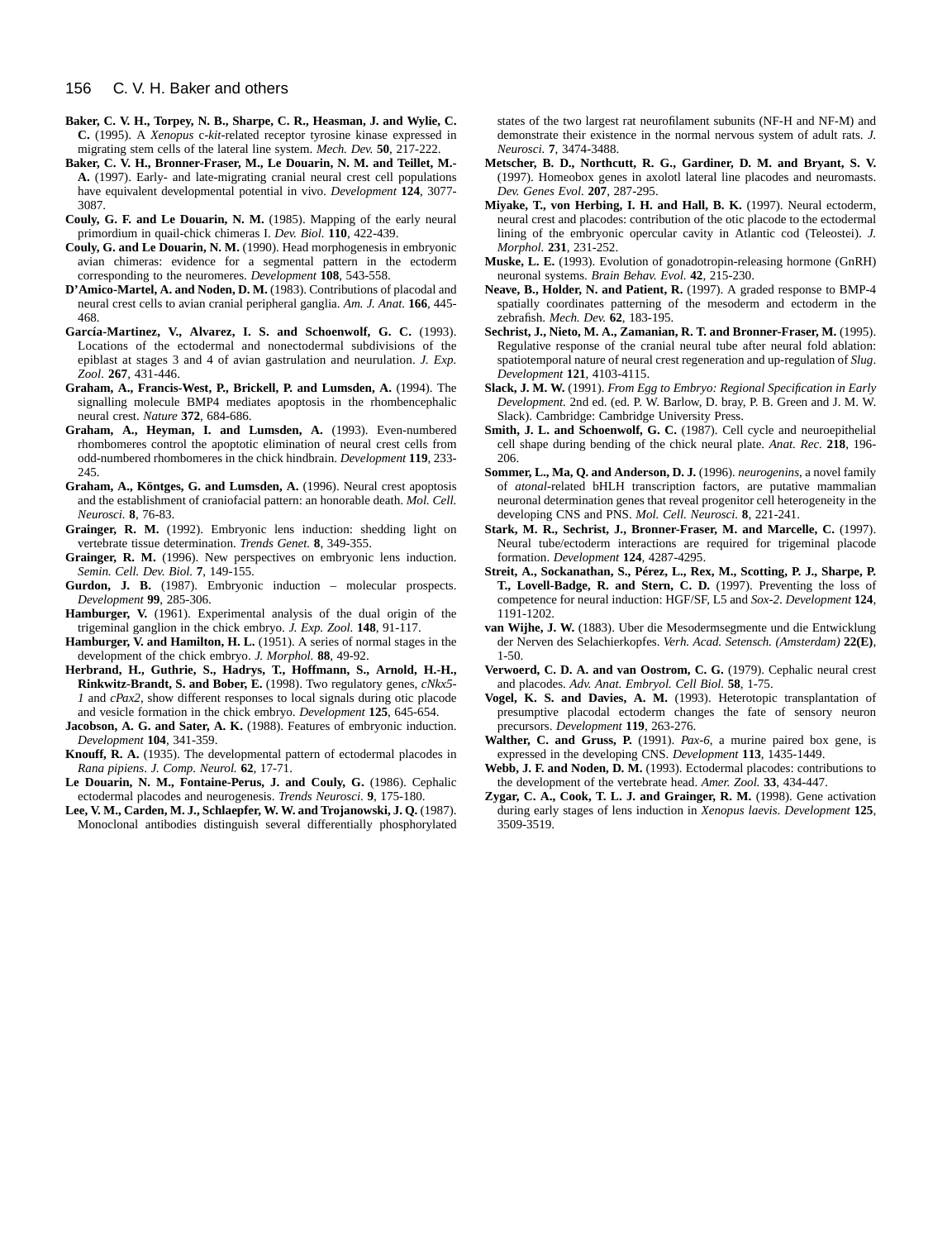**Baker, C. V. H., Torpey, N. B., Sharpe, C. R., Heasman, J. and Wylie, C. C.** (1995). A *Xenopus* c-*kit*-related receptor tyrosine kinase expressed in migrating stem cells of the lateral line system. *Mech. Dev.* **50**, 217-222.

**Baker, C. V. H., Bronner-Fraser, M., Le Douarin, N. M. and Teillet, M.-A.** (1997). Early- and late-migrating cranial neural crest cell populations have equivalent developmental potential in vivo. *Development* **124**, 3077-3087.

**Couly, G. F. and Le Douarin, N. M.** (1985). Mapping of the early neural primordium in quail-chick chimeras I. *Dev. Biol.* **110**, 422-439.

**Couly, G. and Le Douarin, N. M.** (1990). Head morphogenesis in embryonic avian chimeras: evidence for a segmental pattern in the ectoderm corresponding to the neuromeres. *Development* **108**, 543-558.

**D'Amico-Martel, A. and Noden, D. M.** (1983). Contributions of placodal and neural crest cells to avian cranial peripheral ganglia. *Am. J. Anat.* **166**, 445-468.

**García-Martinez, V., Alvarez, I. S. and Schoenwolf, G. C.** (1993). Locations of the ectodermal and nonectodermal subdivisions of the epiblast at stages 3 and 4 of avian gastrulation and neurulation. *J. Exp. Zool.* **267**, 431-446.

**Graham, A., Francis-West, P., Brickell, P. and Lumsden, A.** (1994). The signalling molecule BMP4 mediates apoptosis in the rhombencephalic neural crest. *Nature* **372**, 684-686.

**Graham, A., Heyman, I. and Lumsden, A.** (1993). Even-numbered rhombomeres control the apoptotic elimination of neural crest cells from odd-numbered rhombomeres in the chick hindbrain. *Development* **119**, 233-245.

**Graham, A., Köntges, G. and Lumsden, A.** (1996). Neural crest apoptosis and the establishment of craniofacial pattern: an honorable death. *Mol. Cell. Neurosci.* **8**, 76-83.

**Grainger, R. M.** (1992). Embryonic lens induction: shedding light on vertebrate tissue determination. *Trends Genet.* **8**, 349-355.

**Grainger, R. M.** (1996). New perspectives on embryonic lens induction. *Semin. Cell. Dev. Biol.* **7**, 149-155.

**Gurdon, J. B.** (1987). Embryonic induction – molecular prospects. *Development* **99**, 285-306.

**Hamburger, V.** (1961). Experimental analysis of the dual origin of the trigeminal ganglion in the chick embryo. *J. Exp. Zool.* **148**, 91-117.

**Hamburger, V. and Hamilton, H. L.** (1951). A series of normal stages in the development of the chick embryo. *J. Morphol.* **88**, 49-92.

**Herbrand, H., Guthrie, S., Hadrys, T., Hoffmann, S., Arnold, H.-H., Rinkwitz-Brandt, S. and Bober, E.** (1998). Two regulatory genes, *cNkx5-1* and *cPax2*, show different responses to local signals during otic placode and vesicle formation in the chick embryo. *Development* **125**, 645-654.

**Jacobson, A. G. and Sater, A. K.** (1988). Features of embryonic induction. *Development* **104**, 341-359.

**Knouff, R. A.** (1935). The developmental pattern of ectodermal placodes in *Rana pipiens*. *J. Comp. Neurol.* **62**, 17-71.

**Le Douarin, N. M., Fontaine-Perus, J. and Couly, G.** (1986). Cephalic ectodermal placodes and neurogenesis. *Trends Neurosci.* **9**, 175-180.

**Lee, V. M., Carden, M. J., Schlaepfer, W. W. and Trojanowski, J. Q.** (1987). Monoclonal antibodies distinguish several differentially phosphorylated states of the two largest rat neurofilament subunits (NF-H and NF-M) and demonstrate their existence in the normal nervous system of adult rats. *J. Neurosci.* **7**, 3474-3488.

**Metscher, B. D., Northcutt, R. G., Gardiner, D. M. and Bryant, S. V.** (1997). Homeobox genes in axolotl lateral line placodes and neuromasts. *Dev. Genes Evol.* **207**, 287-295.

**Miyake, T., von Herbing, I. H. and Hall, B. K.** (1997). Neural ectoderm, neural crest and placodes: contribution of the otic placode to the ectodermal lining of the embryonic opercular cavity in Atlantic cod (Teleostei). *J. Morphol.* **231**, 231-252.

**Muske, L. E.** (1993). Evolution of gonadotropin-releasing hormone (GnRH) neuronal systems. *Brain Behav. Evol.* **42**, 215-230.

**Neave, B., Holder, N. and Patient, R.** (1997). A graded response to BMP-4 spatially coordinates patterning of the mesoderm and ectoderm in the zebrafish. *Mech. Dev.* **62**, 183-195.

**Sechrist, J., Nieto, M. A., Zamanian, R. T. and Bronner-Fraser, M.** (1995). Regulative response of the cranial neural tube after neural fold ablation: spatiotemporal nature of neural crest regeneration and up-regulation of *Slug*. *Development* **121**, 4103-4115.

**Slack, J. M. W.** (1991). *From Egg to Embryo: Regional Specification in Early Development.* 2nd ed. (ed. P. W. Barlow, D. bray, P. B. Green and J. M. W. Slack). Cambridge: Cambridge University Press.

**Smith, J. L. and Schoenwolf, G. C.** (1987). Cell cycle and neuroepithelial cell shape during bending of the chick neural plate. *Anat. Rec.* **218**, 196-206.

**Sommer, L., Ma, Q. and Anderson, D. J.** (1996). *neurogenins*, a novel family of *atonal*-related bHLH transcription factors, are putative mammalian neuronal determination genes that reveal progenitor cell heterogeneity in the developing CNS and PNS. *Mol. Cell. Neurosci.* **8**, 221-241.

**Stark, M. R., Sechrist, J., Bronner-Fraser, M. and Marcelle, C.** (1997). Neural tube/ectoderm interactions are required for trigeminal placode formation. *Development* **124**, 4287-4295.

**Streit, A., Sockanathan, S., Pérez, L., Rex, M., Scotting, P. J., Sharpe, P. T., Lovell-Badge, R. and Stern, C. D.** (1997). Preventing the loss of competence for neural induction: HGF/SF, L5 and *Sox-2*. *Development* **124**, 1191-1202.

**van Wijhe, J. W.** (1883). Uber die Mesodermsegmente und die Entwicklung der Nerven des Selachierkopfes. *Verh. Acad. Setensch. (Amsterdam)* **22(E)**, 1-50.

**Verwoerd, C. D. A. and van Oostrom, C. G.** (1979). Cephalic neural crest and placodes. *Adv. Anat. Embryol. Cell Biol.* **58**, 1-75.

**Vogel, K. S. and Davies, A. M.** (1993). Heterotopic transplantation of presumptive placodal ectoderm changes the fate of sensory neuron precursors. *Development* **119**, 263-276.

**Walther, C. and Gruss, P.** (1991). *Pax-6*, a murine paired box gene, is expressed in the developing CNS. *Development* **113**, 1435-1449.

**Webb, J. F. and Noden, D. M.** (1993). Ectodermal placodes: contributions to the development of the vertebrate head. *Amer. Zool.* **33**, 434-447.

**Zygar, C. A., Cook, T. L. J. and Grainger, R. M.** (1998). Gene activation during early stages of lens induction in *Xenopus laevis*. *Development* **125**, 3509-3519.